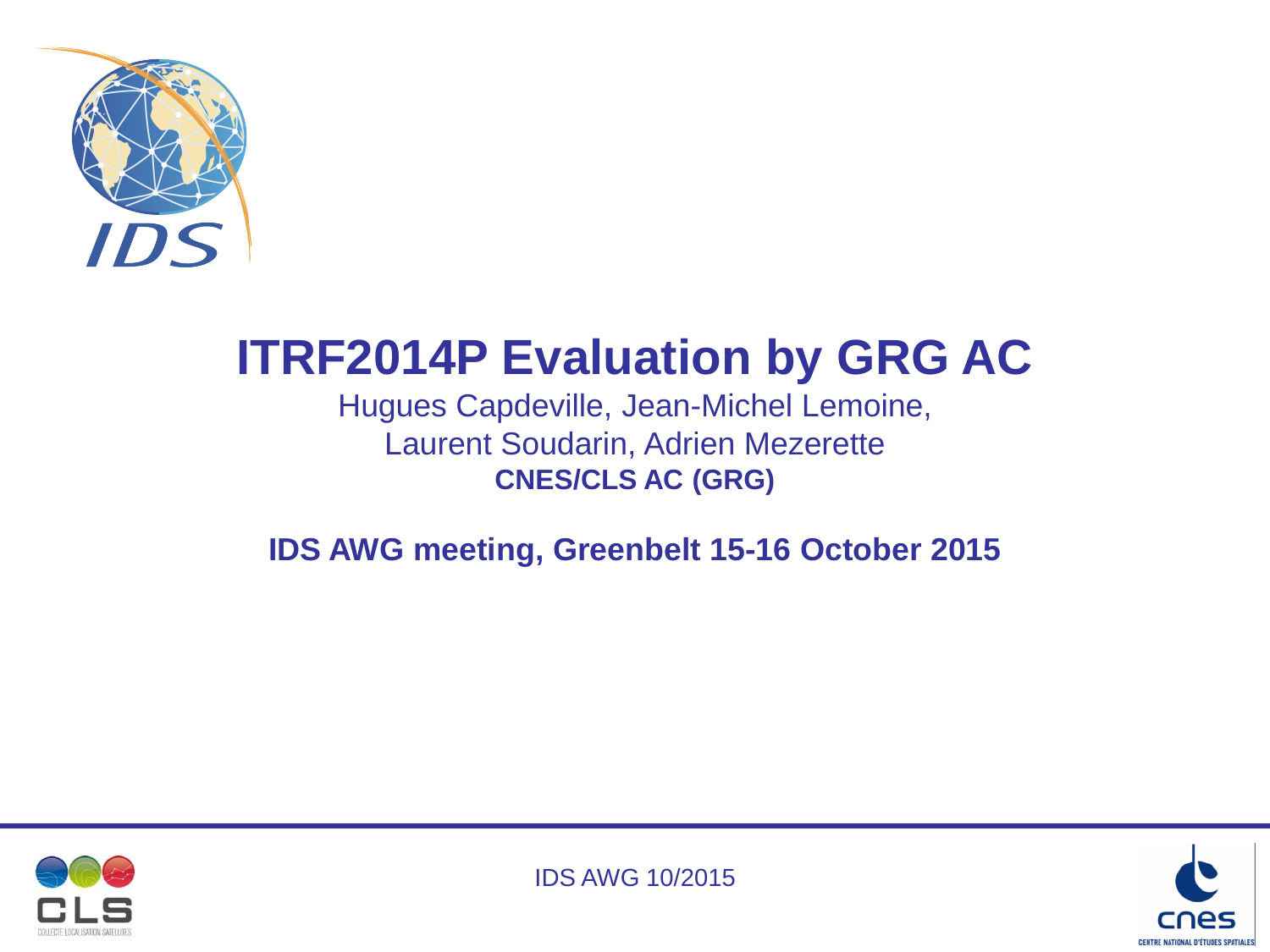# ITRF2014P Evaluation by GRG AC

Hugues Capdeville, Jean-Michel Lemoine,
Laurent Soudarin, Adrien Mezerette

**CNES/CLS AC (GRG)**

**IDS AWG meeting, Greenbelt 15-16 October 2015**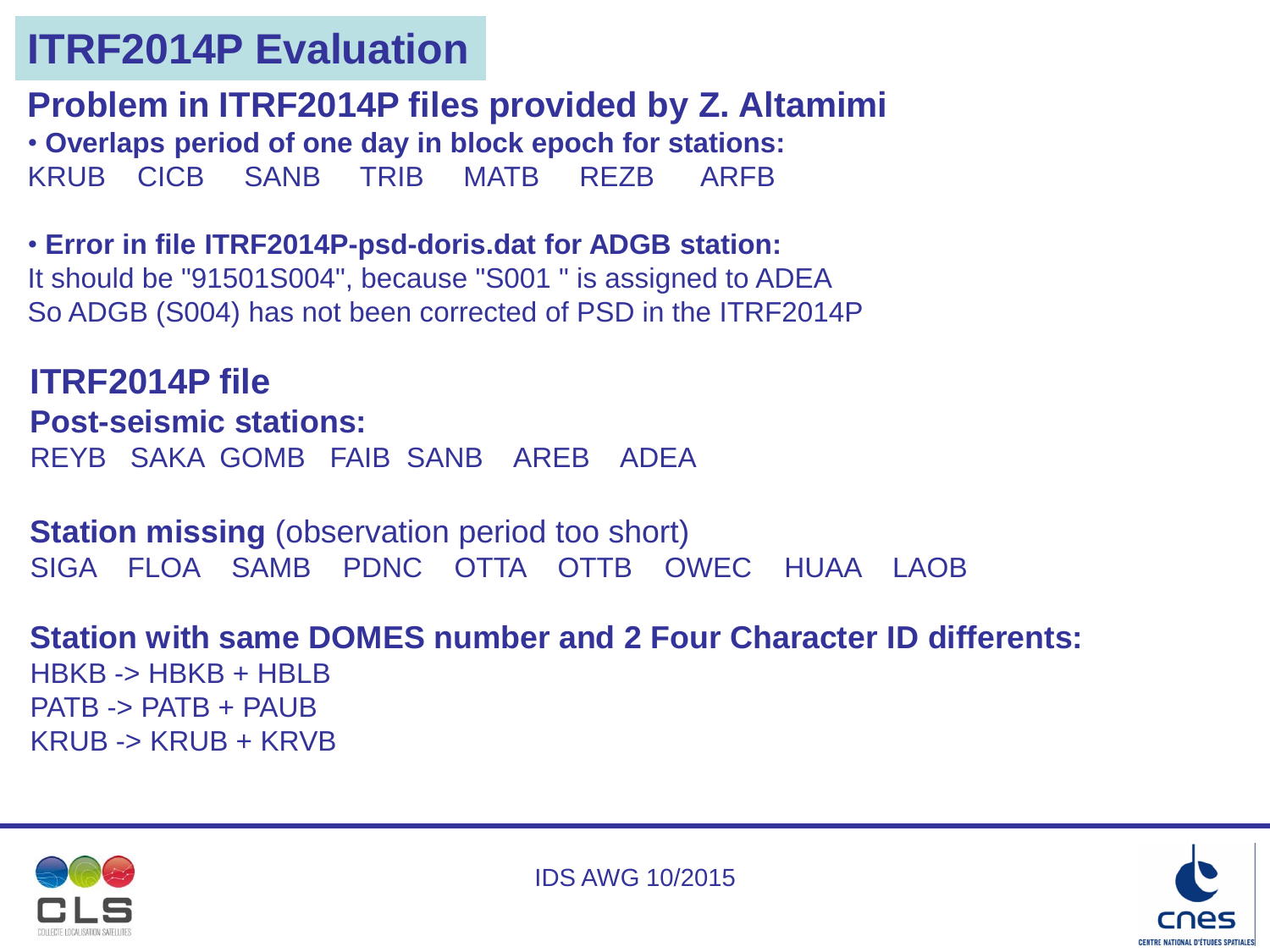# ITRF2014P Evaluation

## Problem in ITRF2014P files provided by Z. Altamimi

- **Overlaps period of one day in block epoch for stations:**

KRUB CICB SANB TRIB MATB REZB ARFB

- **Error in file ITRF2014P-psd-doris.dat for ADGB station:**

It should be "91501S004", because "S001 " is assigned to ADEA
So ADGB (S004) has not been corrected of PSD in the ITRF2014P

## ITRF2014P file

**Post-seismic stations:**

REYB SAKA GOMB FAIB SANB AREB ADEA

**Station missing** (observation period too short)

SIGA FLOA SAMB PDNC OTTA OTTB OWEC HUAA LAOB

**Station with same DOMES number and 2 Four Character ID differents:**

HBKB -> HBKB + HBLB
PATB -> PATB + PAUB
KRUB -> KRUB + KRVB

IDS AWG 10/2015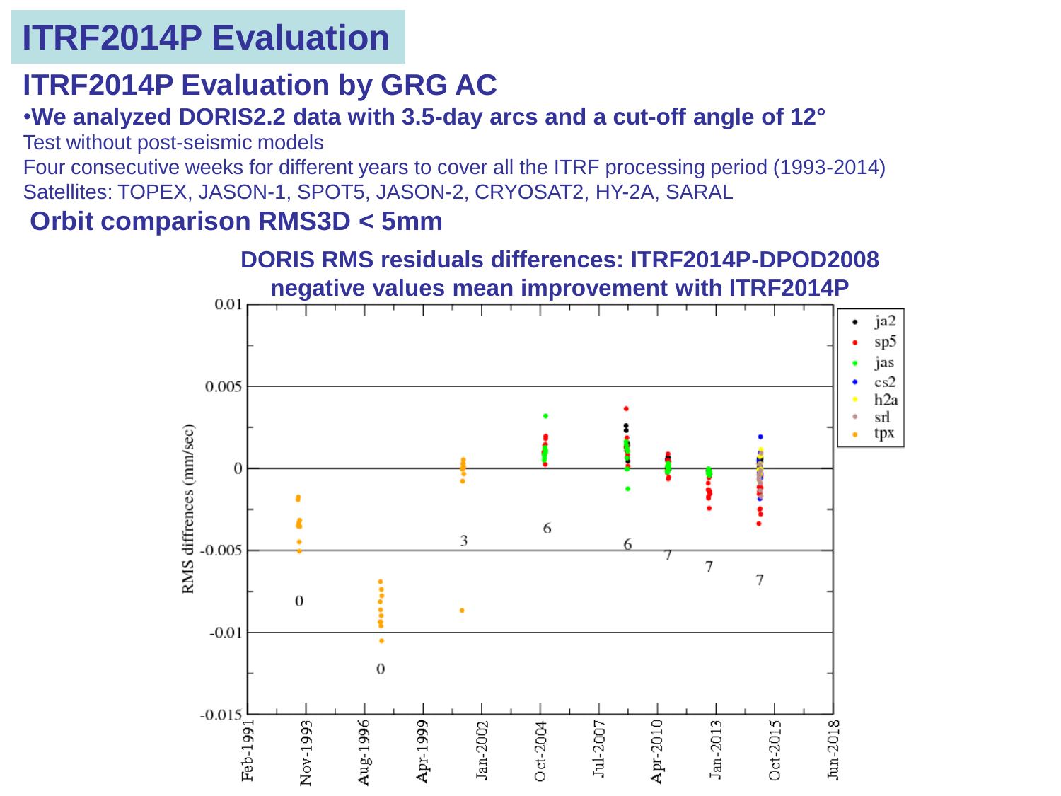# ITRF2014P Evaluation

## ITRF2014P Evaluation by GRG AC

- **We analyzed DORIS2.2 data with 3.5-day arcs and a cut-off angle of 12°**

Test without post-seismic models

Four consecutive weeks for different years to cover all the ITRF processing period (1993-2014)

Satellites: TOPEX, JASON-1, SPOT5, JASON-2, CRYOSAT2, HY-2A, SARAL

**Orbit comparison RMS3D < 5mm**

**DORIS RMS residuals differences: ITRF2014P-DPOD2008**
**negative values mean improvement with ITRF2014P**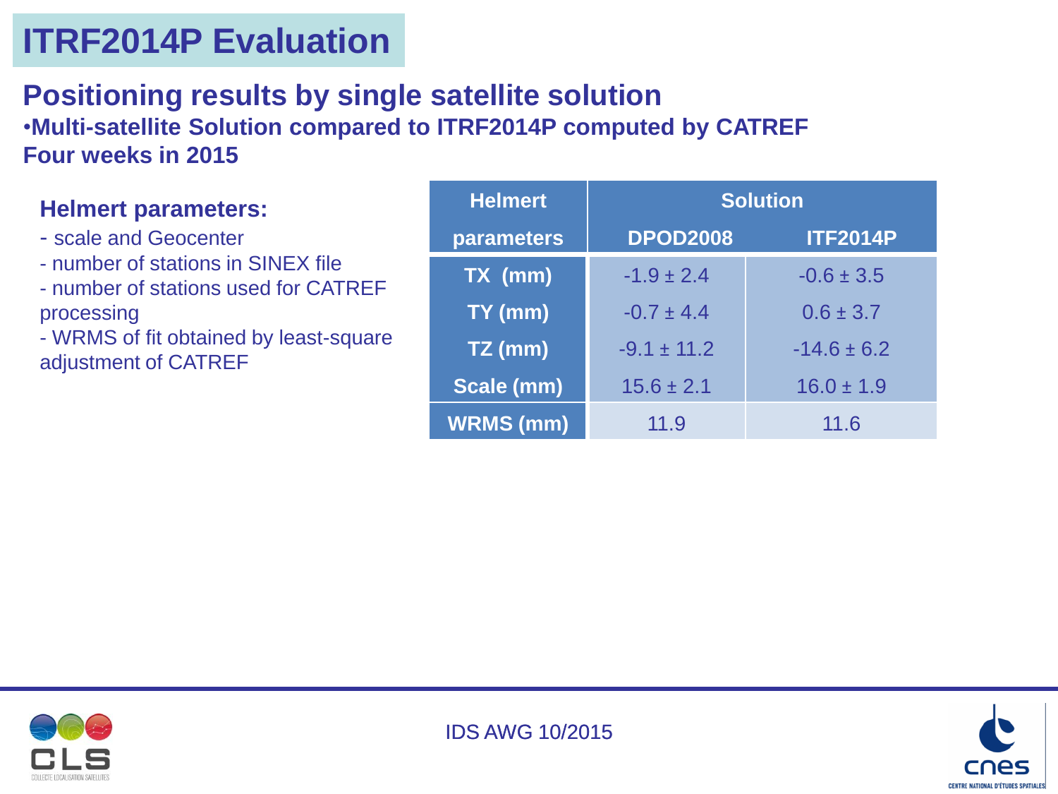# ITRF2014P Evaluation

## Positioning results by single satellite solution

- **Multi-satellite Solution compared to ITRF2014P computed by CATREF**

**Four weeks in 2015**

### Helmert parameters:

- scale and Geocenter
- number of stations in SINEX file
- number of stations used for CATREF processing
- WRMS of fit obtained by least-square adjustment of CATREF

| Helmert parameters | Solution DPOD2008 | Solution ITF2014P |
|---|---|---|
| TX (mm) | -1.9 ± 2.4 | -0.6 ± 3.5 |
| TY (mm) | -0.7 ± 4.4 | 0.6 ± 3.7 |
| TZ (mm) | -9.1 ± 11.2 | -14.6 ± 6.2 |
| Scale (mm) | 15.6 ± 2.1 | 16.0 ± 1.9 |
| WRMS (mm) | 11.9 | 11.6 |